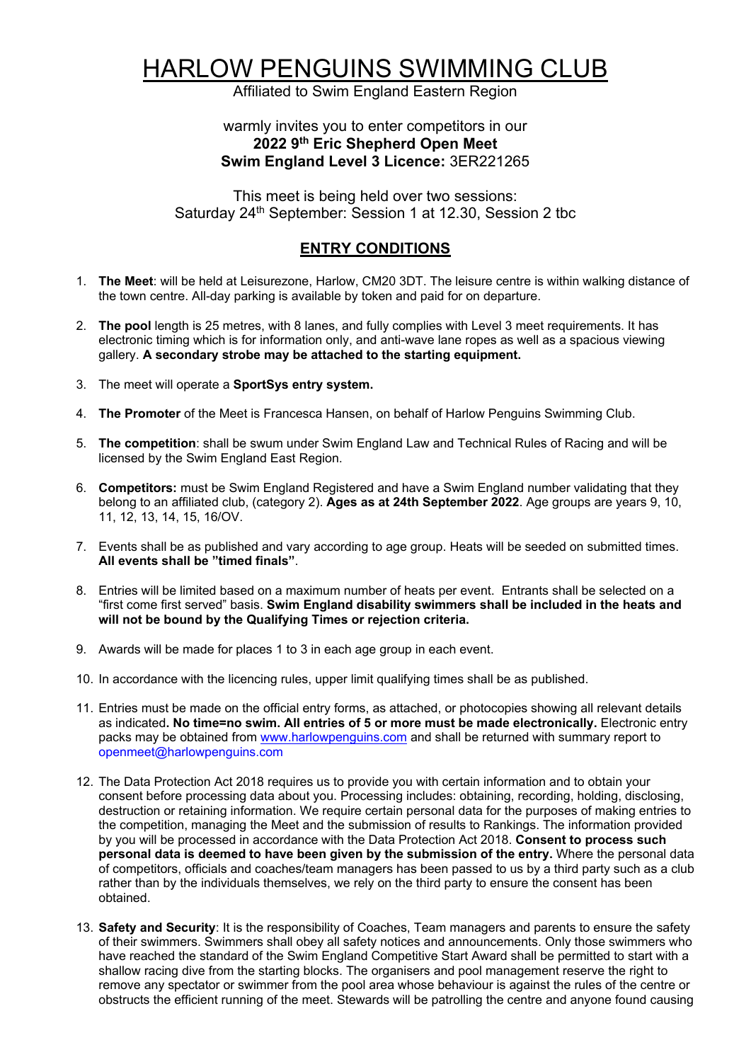# HARLOW PENGUINS SWIMMING CLUB

Affiliated to Swim England Eastern Region

warmly invites you to enter competitors in our
**2022 9th Eric Shepherd Open Meet**
**Swim England Level 3 Licence:** 3ER221265

This meet is being held over two sessions:
Saturday 24th September: Session 1 at 12.30, Session 2 tbc

## ENTRY CONDITIONS

1. **The Meet**: will be held at Leisurezone, Harlow, CM20 3DT. The leisure centre is within walking distance of the town centre. All-day parking is available by token and paid for on departure.

2. **The pool** length is 25 metres, with 8 lanes, and fully complies with Level 3 meet requirements. It has electronic timing which is for information only, and anti-wave lane ropes as well as a spacious viewing gallery. **A secondary strobe may be attached to the starting equipment.**

3. The meet will operate a **SportSys entry system.**

4. **The Promoter** of the Meet is Francesca Hansen, on behalf of Harlow Penguins Swimming Club.

5. **The competition**: shall be swum under Swim England Law and Technical Rules of Racing and will be licensed by the Swim England East Region.

6. **Competitors:** must be Swim England Registered and have a Swim England number validating that they belong to an affiliated club, (category 2). **Ages as at 24th September 2022**. Age groups are years 9, 10, 11, 12, 13, 14, 15, 16/OV.

7. Events shall be as published and vary according to age group. Heats will be seeded on submitted times. **All events shall be "timed finals"**.

8. Entries will be limited based on a maximum number of heats per event. Entrants shall be selected on a "first come first served" basis. **Swim England disability swimmers shall be included in the heats and will not be bound by the Qualifying Times or rejection criteria.**

9. Awards will be made for places 1 to 3 in each age group in each event.

10. In accordance with the licencing rules, upper limit qualifying times shall be as published.

11. Entries must be made on the official entry forms, as attached, or photocopies showing all relevant details as indicated**. No time=no swim. All entries of 5 or more must be made electronically.** Electronic entry packs may be obtained from www.harlowpenguins.com and shall be returned with summary report to openmeet@harlowpenguins.com

12. The Data Protection Act 2018 requires us to provide you with certain information and to obtain your consent before processing data about you. Processing includes: obtaining, recording, holding, disclosing, destruction or retaining information. We require certain personal data for the purposes of making entries to the competition, managing the Meet and the submission of results to Rankings. The information provided by you will be processed in accordance with the Data Protection Act 2018. **Consent to process such personal data is deemed to have been given by the submission of the entry.** Where the personal data of competitors, officials and coaches/team managers has been passed to us by a third party such as a club rather than by the individuals themselves, we rely on the third party to ensure the consent has been obtained.

13. **Safety and Security**: It is the responsibility of Coaches, Team managers and parents to ensure the safety of their swimmers. Swimmers shall obey all safety notices and announcements. Only those swimmers who have reached the standard of the Swim England Competitive Start Award shall be permitted to start with a shallow racing dive from the starting blocks. The organisers and pool management reserve the right to remove any spectator or swimmer from the pool area whose behaviour is against the rules of the centre or obstructs the efficient running of the meet. Stewards will be patrolling the centre and anyone found causing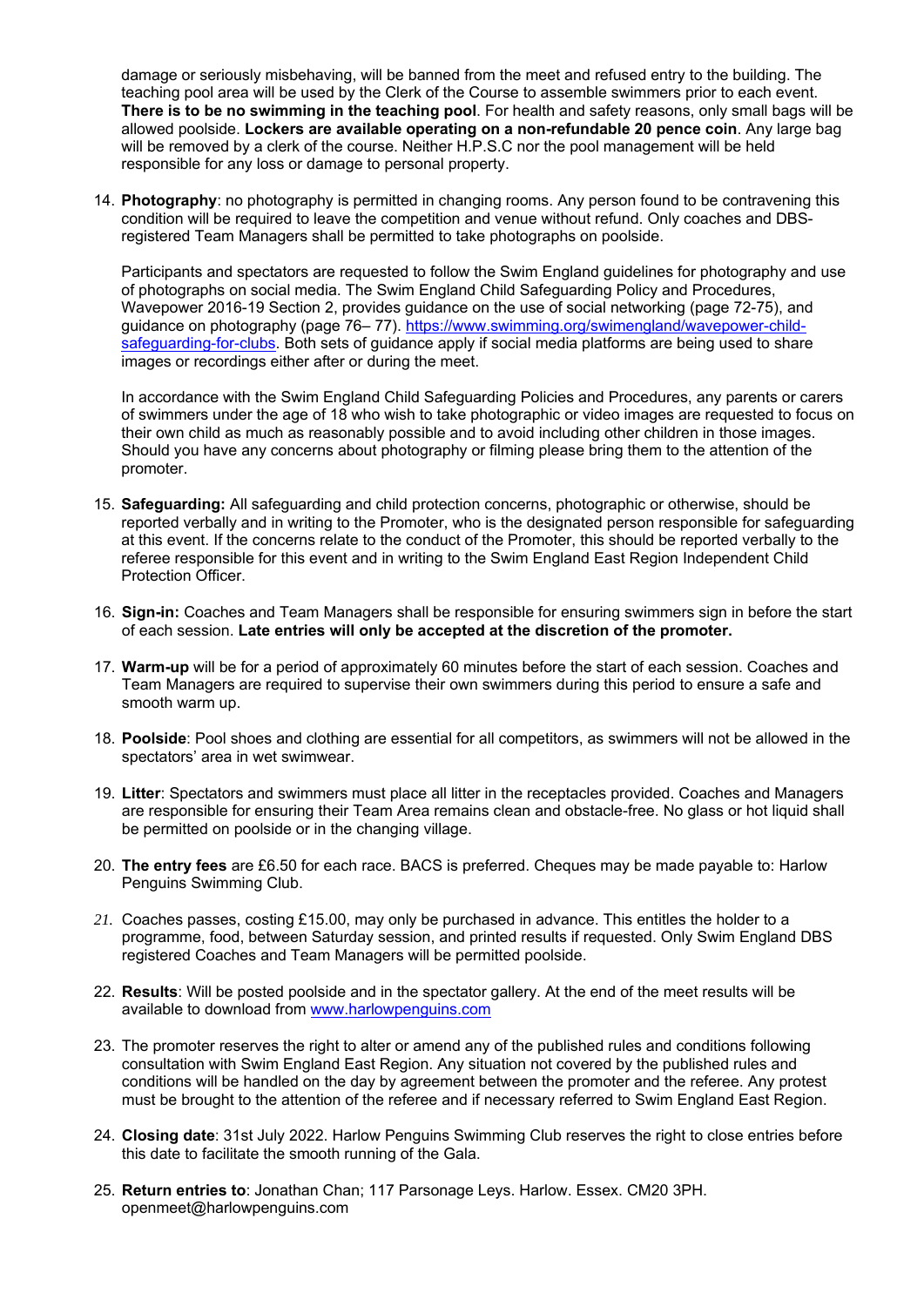damage or seriously misbehaving, will be banned from the meet and refused entry to the building. The teaching pool area will be used by the Clerk of the Course to assemble swimmers prior to each event. **There is to be no swimming in the teaching pool**. For health and safety reasons, only small bags will be allowed poolside. **Lockers are available operating on a non-refundable 20 pence coin**. Any large bag will be removed by a clerk of the course. Neither H.P.S.C nor the pool management will be held responsible for any loss or damage to personal property.

14. **Photography**: no photography is permitted in changing rooms. Any person found to be contravening this condition will be required to leave the competition and venue without refund. Only coaches and DBS-registered Team Managers shall be permitted to take photographs on poolside.

    Participants and spectators are requested to follow the Swim England guidelines for photography and use of photographs on social media. The Swim England Child Safeguarding Policy and Procedures, Wavepower 2016-19 Section 2, provides guidance on the use of social networking (page 72-75), and guidance on photography (page 76– 77). [https://www.swimming.org/swimengland/wavepower-child-safeguarding-for-clubs](https://www.swimming.org/swimengland/wavepower-child-safeguarding-for-clubs). Both sets of guidance apply if social media platforms are being used to share images or recordings either after or during the meet.

    In accordance with the Swim England Child Safeguarding Policies and Procedures, any parents or carers of swimmers under the age of 18 who wish to take photographic or video images are requested to focus on their own child as much as reasonably possible and to avoid including other children in those images. Should you have any concerns about photography or filming please bring them to the attention of the promoter.

15. **Safeguarding:** All safeguarding and child protection concerns, photographic or otherwise, should be reported verbally and in writing to the Promoter, who is the designated person responsible for safeguarding at this event. If the concerns relate to the conduct of the Promoter, this should be reported verbally to the referee responsible for this event and in writing to the Swim England East Region Independent Child Protection Officer.

16. **Sign-in:** Coaches and Team Managers shall be responsible for ensuring swimmers sign in before the start of each session. **Late entries will only be accepted at the discretion of the promoter.**

17. **Warm-up** will be for a period of approximately 60 minutes before the start of each session. Coaches and Team Managers are required to supervise their own swimmers during this period to ensure a safe and smooth warm up.

18. **Poolside**: Pool shoes and clothing are essential for all competitors, as swimmers will not be allowed in the spectators' area in wet swimwear.

19. **Litter**: Spectators and swimmers must place all litter in the receptacles provided. Coaches and Managers are responsible for ensuring their Team Area remains clean and obstacle-free. No glass or hot liquid shall be permitted on poolside or in the changing village.

20. **The entry fees** are £6.50 for each race. BACS is preferred. Cheques may be made payable to: Harlow Penguins Swimming Club.

21. Coaches passes, costing £15.00, may only be purchased in advance. This entitles the holder to a programme, food, between Saturday session, and printed results if requested. Only Swim England DBS registered Coaches and Team Managers will be permitted poolside.

22. **Results**: Will be posted poolside and in the spectator gallery. At the end of the meet results will be available to download from [www.harlowpenguins.com](http://www.harlowpenguins.com)

23. The promoter reserves the right to alter or amend any of the published rules and conditions following consultation with Swim England East Region. Any situation not covered by the published rules and conditions will be handled on the day by agreement between the promoter and the referee. Any protest must be brought to the attention of the referee and if necessary referred to Swim England East Region.

24. **Closing date**: 31st July 2022. Harlow Penguins Swimming Club reserves the right to close entries before this date to facilitate the smooth running of the Gala.

25. **Return entries to**: Jonathan Chan; 117 Parsonage Leys. Harlow. Essex. CM20 3PH. openmeet@harlowpenguins.com